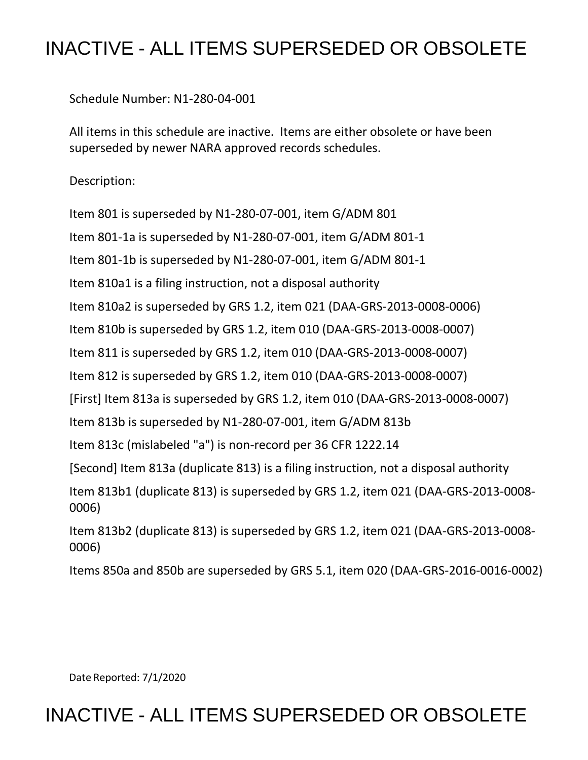# INACTIVE - ALL ITEMS SUPERSEDED OR OBSOLETE

Schedule Number: N1-280-04-001

All items in this schedule are inactive. Items are either obsolete or have been superseded by newer NARA approved records schedules.

Description:

Item 801 is superseded by N1-280-07-001, item G/ADM 801

Item 801-1a is superseded by N1-280-07-001, item G/ADM 801-1

Item 801-1b is superseded by N1-280-07-001, item G/ADM 801-1

Item 810a1 is a filing instruction, not a disposal authority

Item 810a2 is superseded by GRS 1.2, item 021 (DAA-GRS-2013-0008-0006)

Item 810b is superseded by GRS 1.2, item 010 (DAA-GRS-2013-0008-0007)

Item 811 is superseded by GRS 1.2, item 010 (DAA-GRS-2013-0008-0007)

Item 812 is superseded by GRS 1.2, item 010 (DAA-GRS-2013-0008-0007)

[First] Item 813a is superseded by GRS 1.2, item 010 (DAA-GRS-2013-0008-0007)

Item 813b is superseded by N1-280-07-001, item G/ADM 813b

Item 813c (mislabeled "a") is non-record per 36 CFR 1222.14

[Second] Item 813a (duplicate 813) is a filing instruction, not a disposal authority

Item 813b1 (duplicate 813) is superseded by GRS 1.2, item 021 (DAA-GRS-2013-0008-0006)

Item 813b2 (duplicate 813) is superseded by GRS 1.2, item 021 (DAA-GRS-2013-0008-0006)

Items 850a and 850b are superseded by GRS 5.1, item 020 (DAA-GRS-2016-0016-0002)

Date Reported: 7/1/2020

# INACTIVE - ALL ITEMS SUPERSEDED OR OBSOLETE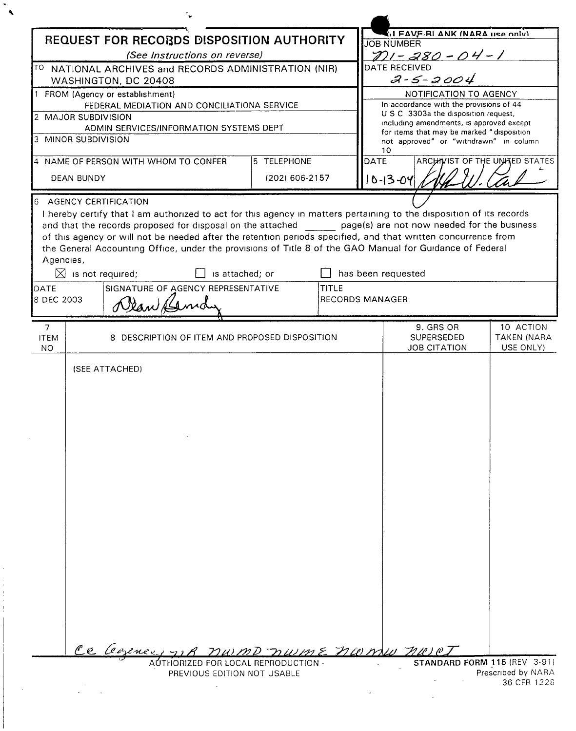# REQUEST FOR RECORDS DISPOSITION AUTHORITY

*(See Instructions on reverse)*

TO NATIONAL ARCHIVES and RECORDS ADMINISTRATION (NIR)
WASHINGTON, DC 20408

**LEAVE BLANK (NARA use only)**

JOB NUMBER
N1-280-04-1

DATE RECEIVED
2-5-2004

NOTIFICATION TO AGENCY
In accordance with the provisions of 44 U S C 3303a the disposition request, including amendments, is approved except for items that may be marked "disposition not approved" or "withdrawn" in column 10

1 FROM (Agency or establishment)
FEDERAL MEDIATION AND CONCILIATIONA SERVICE

2 MAJOR SUBDIVISION
ADMIN SERVICES/INFORMATION SYSTEMS DEPT

3 MINOR SUBDIVISION

4 NAME OF PERSON WITH WHOM TO CONFER
DEAN BUNDY

5 TELEPHONE
(202) 606-2157

DATE
10-13-04

ARCHIVIST OF THE UNITED STATES

6 AGENCY CERTIFICATION

I hereby certify that I am authorized to act for this agency in matters pertaining to the disposition of its records and that the records proposed for disposal on the attached ______ page(s) are not now needed for the business of this agency or will not be needed after the retention periods specified, and that written concurrence from the General Accounting Office, under the provisions of Title 8 of the GAO Manual for Guidance of Federal Agencies,

☒ is not required; ☐ is attached; or ☐ has been requested

| DATE | SIGNATURE OF AGENCY REPRESENTATIVE | TITLE |
|---|---|---|
| 8 DEC 2003 | Dean Bundy | RECORDS MANAGER |

| 7 ITEM NO | 8 DESCRIPTION OF ITEM AND PROPOSED DISPOSITION | 9. GRS OR SUPERSEDED JOB CITATION | 10 ACTION TAKEN (NARA USE ONLY) |
|---|---|---|---|
| | (SEE ATTACHED) | | |

cc Agency, NR NWMD NWME NWMW NWCT

AUTHORIZED FOR LOCAL REPRODUCTION - PREVIOUS EDITION NOT USABLE

**STANDARD FORM 115** (REV 3-91)
Prescribed by NARA
36 CFR 1228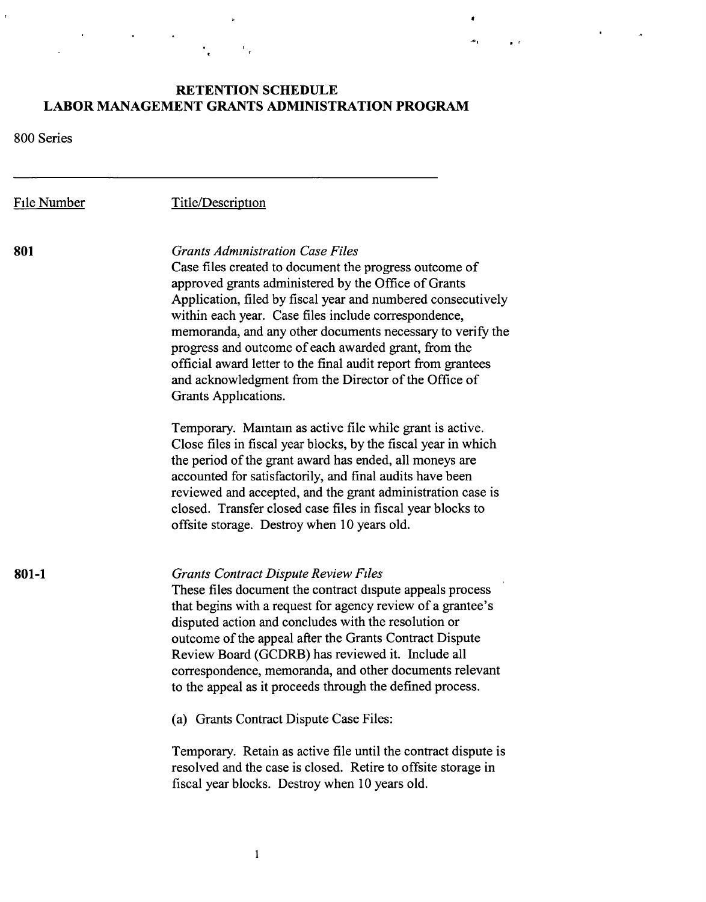# RETENTION SCHEDULE
# LABOR MANAGEMENT GRANTS ADMINISTRATION PROGRAM

800 Series

---

| File Number | Title/Description |
|---|---|

**801**

*Grants Administration Case Files*

Case files created to document the progress outcome of approved grants administered by the Office of Grants Application, filed by fiscal year and numbered consecutively within each year. Case files include correspondence, memoranda, and any other documents necessary to verify the progress and outcome of each awarded grant, from the official award letter to the final audit report from grantees and acknowledgment from the Director of the Office of Grants Applications.

Temporary. Maintain as active file while grant is active. Close files in fiscal year blocks, by the fiscal year in which the period of the grant award has ended, all moneys are accounted for satisfactorily, and final audits have been reviewed and accepted, and the grant administration case is closed. Transfer closed case files in fiscal year blocks to offsite storage. Destroy when 10 years old.

**801-1**

*Grants Contract Dispute Review Files*

These files document the contract dispute appeals process that begins with a request for agency review of a grantee's disputed action and concludes with the resolution or outcome of the appeal after the Grants Contract Dispute Review Board (GCDRB) has reviewed it. Include all correspondence, memoranda, and other documents relevant to the appeal as it proceeds through the defined process.

(a) Grants Contract Dispute Case Files:

Temporary. Retain as active file until the contract dispute is resolved and the case is closed. Retire to offsite storage in fiscal year blocks. Destroy when 10 years old.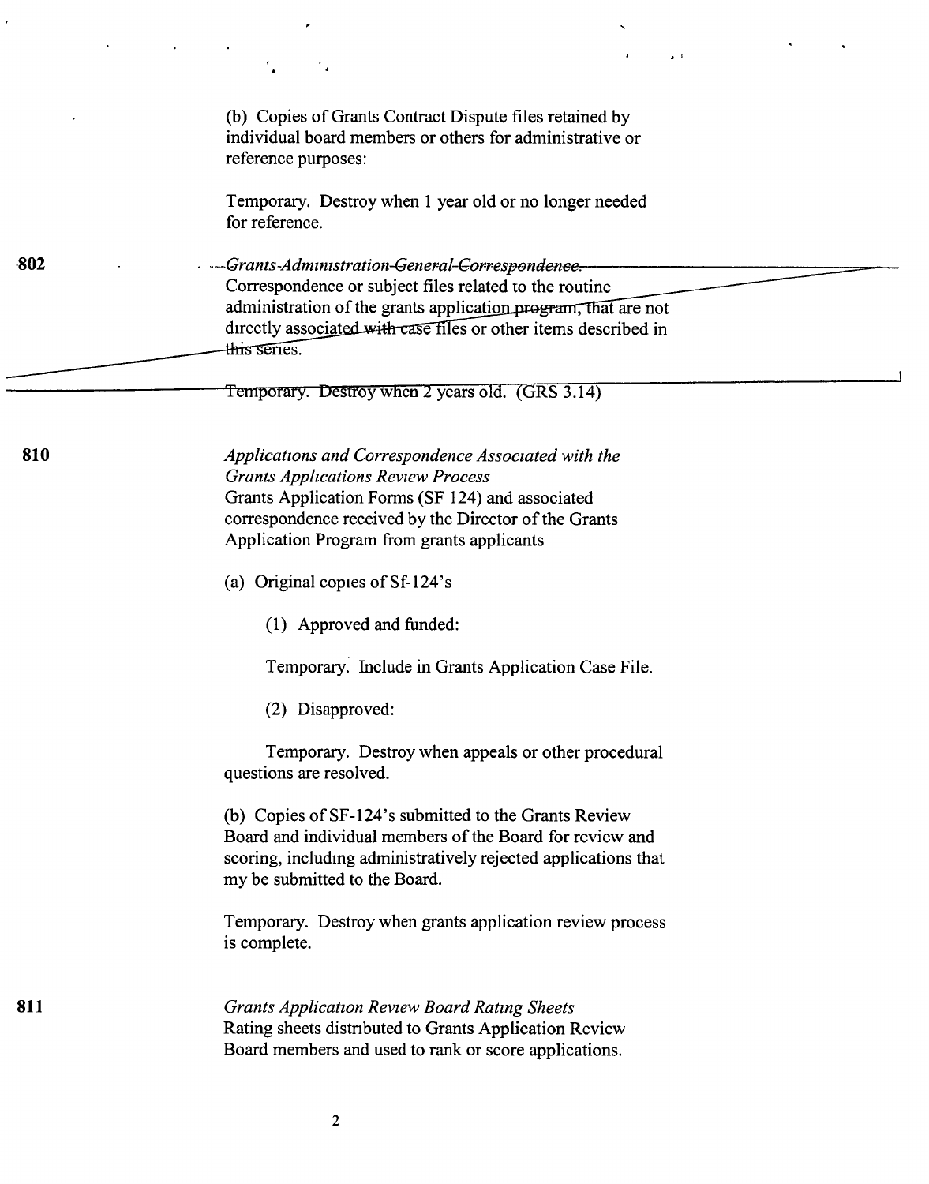(b) Copies of Grants Contract Dispute files retained by individual board members or others for administrative or reference purposes:

Temporary. Destroy when 1 year old or no longer needed for reference.

**802** *Grants Administration General Correspondence.* Correspondence or subject files related to the routine administration of the grants application program, that are not directly associated with case files or other items described in this series.

Temporary. Destroy when 2 years old. (GRS 3.14)

**810** *Applications and Correspondence Associated with the Grants Applications Review Process*
Grants Application Forms (SF 124) and associated correspondence received by the Director of the Grants Application Program from grants applicants

(a) Original copies of Sf-124's

(1) Approved and funded:

Temporary. Include in Grants Application Case File.

(2) Disapproved:

Temporary. Destroy when appeals or other procedural questions are resolved.

(b) Copies of SF-124's submitted to the Grants Review Board and individual members of the Board for review and scoring, including administratively rejected applications that my be submitted to the Board.

Temporary. Destroy when grants application review process is complete.

**811** *Grants Application Review Board Rating Sheets*
Rating sheets distributed to Grants Application Review Board members and used to rank or score applications.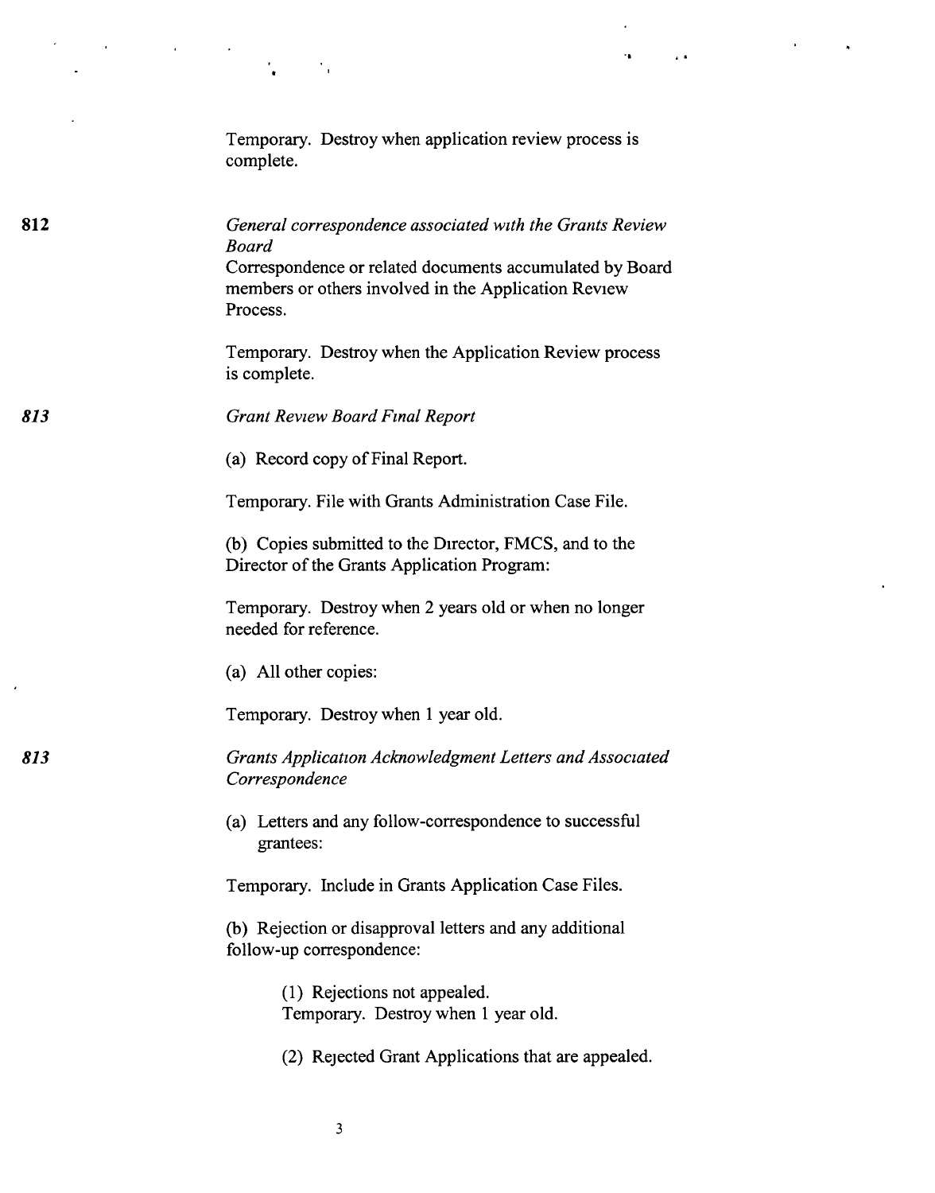Temporary. Destroy when application review process is complete.

**812** *General correspondence associated with the Grants Review Board*

Correspondence or related documents accumulated by Board members or others involved in the Application Review Process.

Temporary. Destroy when the Application Review process is complete.

***813*** *Grant Review Board Final Report*

(a) Record copy of Final Report.

Temporary. File with Grants Administration Case File.

(b) Copies submitted to the Director, FMCS, and to the Director of the Grants Application Program:

Temporary. Destroy when 2 years old or when no longer needed for reference.

(a) All other copies:

Temporary. Destroy when 1 year old.

***813*** *Grants Application Acknowledgment Letters and Associated Correspondence*

(a) Letters and any follow-correspondence to successful grantees:

Temporary. Include in Grants Application Case Files.

(b) Rejection or disapproval letters and any additional follow-up correspondence:

> (1) Rejections not appealed.
> Temporary. Destroy when 1 year old.
>
> (2) Rejected Grant Applications that are appealed.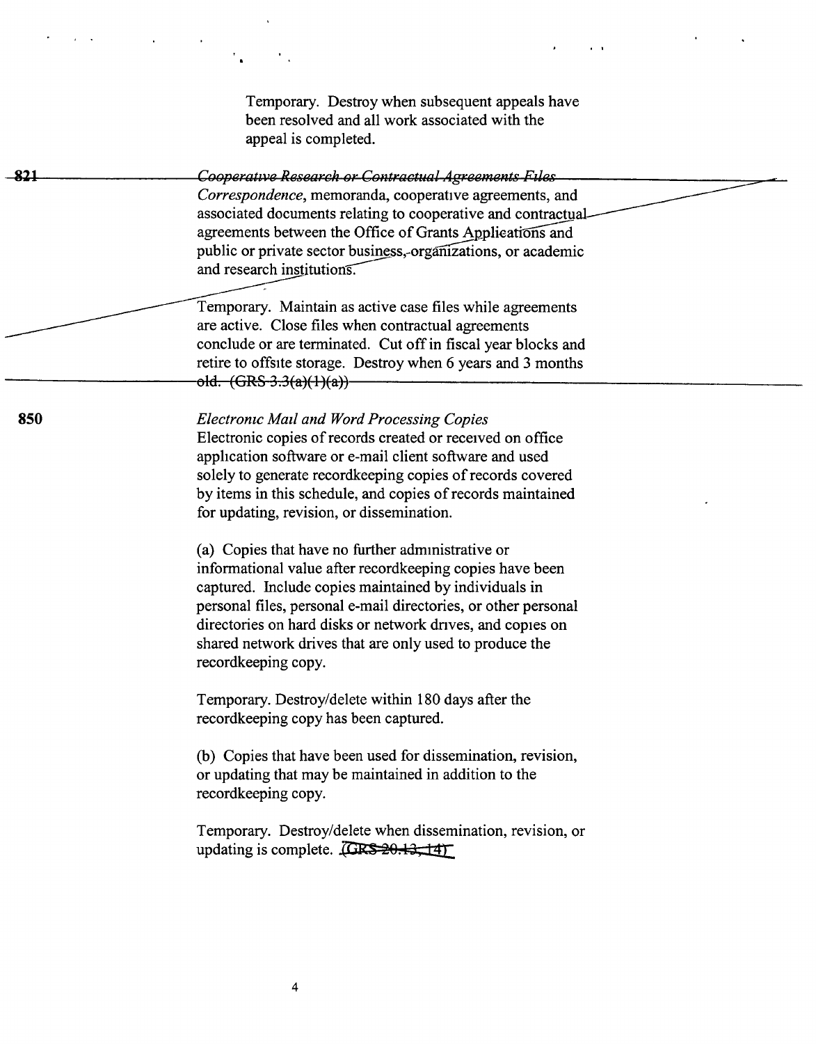Temporary. Destroy when subsequent appeals have been resolved and all work associated with the appeal is completed.

~~821~~ ~~*Cooperative Research or Contractual Agreements Files*~~

~~*Correspondence*, memoranda, cooperative agreements, and associated documents relating to cooperative and contractual agreements between the Office of Grants Applications and public or private sector business, organizations, or academic and research institutions.~~

~~Temporary. Maintain as active case files while agreements are active. Close files when contractual agreements conclude or are terminated. Cut off in fiscal year blocks and retire to offsite storage. Destroy when 6 years and 3 months old. (GRS 3.3(a)(1)(a))~~

**850** *Electronic Mail and Word Processing Copies*

Electronic copies of records created or received on office application software or e-mail client software and used solely to generate recordkeeping copies of records covered by items in this schedule, and copies of records maintained for updating, revision, or dissemination.

(a) Copies that have no further administrative or informational value after recordkeeping copies have been captured. Include copies maintained by individuals in personal files, personal e-mail directories, or other personal directories on hard disks or network drives, and copies on shared network drives that are only used to produce the recordkeeping copy.

Temporary. Destroy/delete within 180 days after the recordkeeping copy has been captured.

(b) Copies that have been used for dissemination, revision, or updating that may be maintained in addition to the recordkeeping copy.

Temporary. Destroy/delete when dissemination, revision, or updating is complete. ~~(GRS 20.13, 14)~~